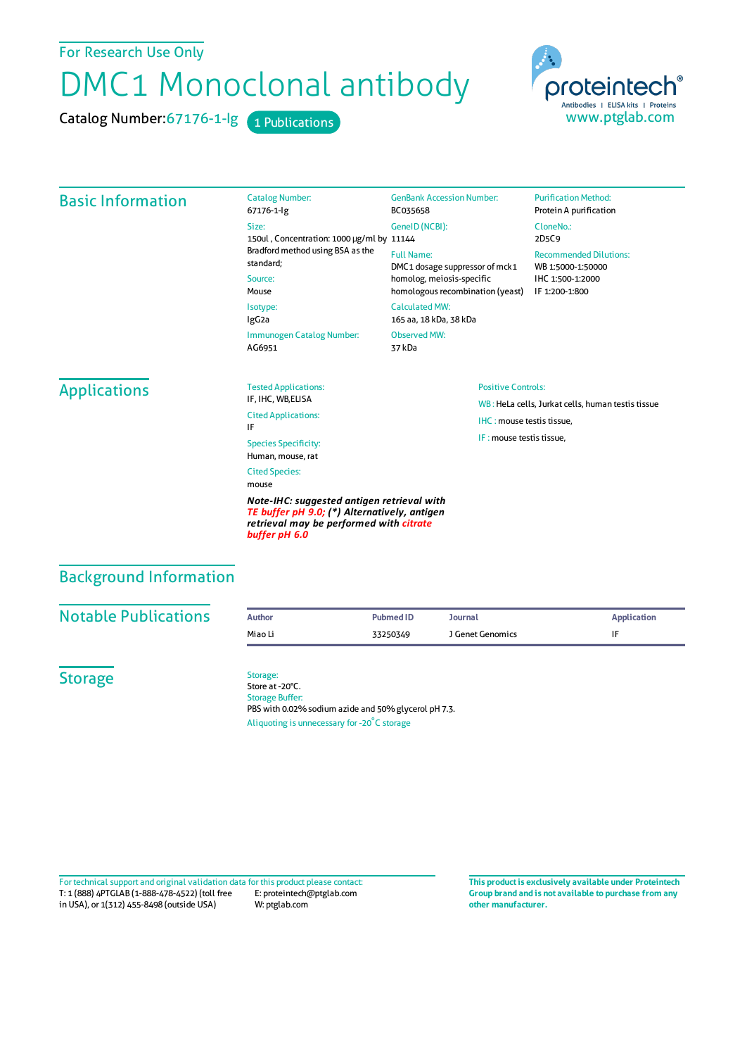For Research Use Only

# DMC1 Monoclonal antibody

Catalog Number:67176-1-Ig   1 Publications

proteintech®
Antibodies | ELISA kits | Proteins
www.ptglab.com

## Basic Information

Catalog Number:
67176-1-Ig

Size:
150ul , Concentration: 1000 μg/ml by Bradford method using BSA as the standard;

Source:
Mouse

Isotype:
IgG2a

Immunogen Catalog Number:
AG6951

GenBank Accession Number:
BC035658

GeneID (NCBI):
11144

Full Name:
DMC1 dosage suppressor of mck1 homolog, meiosis-specific homologous recombination (yeast)

Calculated MW:
165 aa, 18 kDa, 38 kDa

Observed MW:
37 kDa

Purification Method:
Protein A purification

CloneNo.:
2D5C9

Recommended Dilutions:
WB 1:5000-1:50000
IHC 1:500-1:2000
IF 1:200-1:800

## Applications

Tested Applications:
IF, IHC, WB,ELISA

Cited Applications:
IF

Species Specificity:
Human, mouse, rat

Cited Species:
mouse

***Note-IHC: suggested antigen retrieval with TE buffer pH 9.0; (\*) Alternatively, antigen retrieval may be performed with citrate buffer pH 6.0***

Positive Controls:

WB : HeLa cells, Jurkat cells, human testis tissue

IHC : mouse testis tissue,

IF : mouse testis tissue,

## Background Information

## Notable Publications

| Author | Pubmed ID | Journal | Application |
|---|---|---|---|
| Miao Li | 33250349 | J Genet Genomics | IF |

## Storage

Storage:
Store at -20°C.
Storage Buffer:
PBS with 0.02% sodium azide and 50% glycerol pH 7.3.
Aliquoting is unnecessary for -20°C storage

For technical support and original validation data for this product please contact:
T: 1 (888) 4PTGLAB (1-888-478-4522) (toll free in USA), or 1(312) 455-8498 (outside USA)
E: proteintech@ptglab.com
W: ptglab.com

**This product is exclusively available under Proteintech Group brand and is not available to purchase from any other manufacturer.**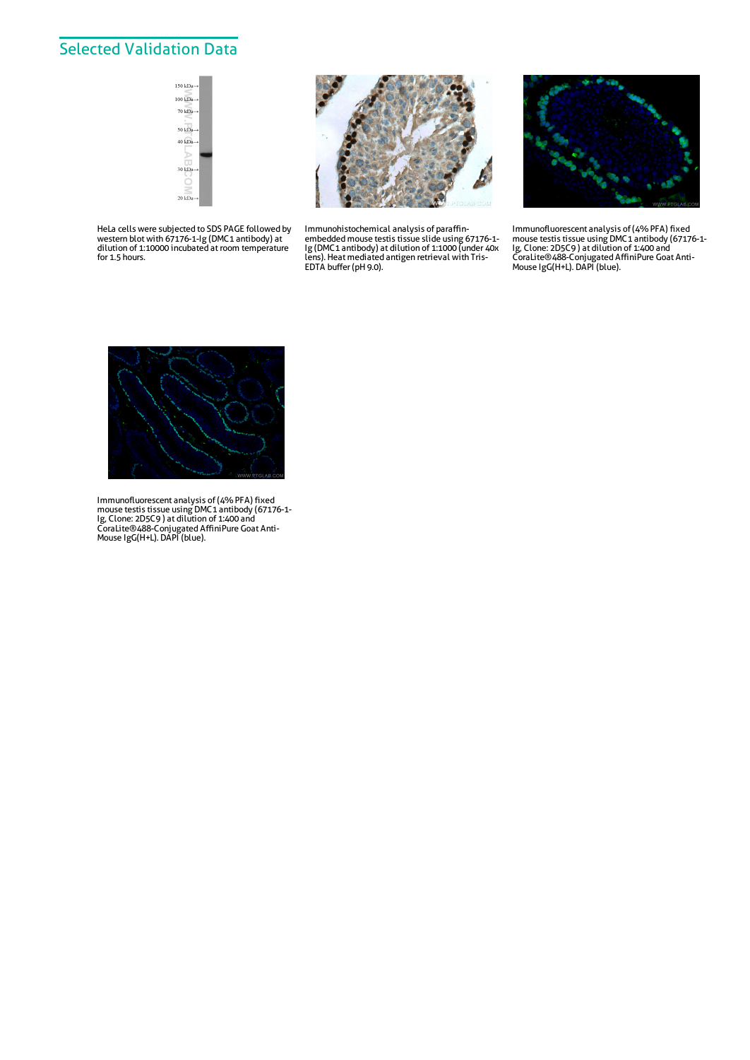## Selected Validation Data

HeLa cells were subjected to SDS PAGE followed by western blot with 67176-1-Ig (DMC1 antibody) at dilution of 1:10000 incubated at room temperature for 1.5 hours.

Immunohistochemical analysis of paraffin-embedded mouse testis tissue slide using 67176-1-Ig (DMC1 antibody) at dilution of 1:1000 (under 40x lens). Heat mediated antigen retrieval with Tris-EDTA buffer (pH 9.0).

Immunofluorescent analysis of (4% PFA) fixed mouse testis tissue using DMC1 antibody (67176-1-Ig, Clone: 2D5C9 ) at dilution of 1:400 and CoraLite®488-Conjugated AffiniPure Goat Anti-Mouse IgG(H+L). DAPI (blue).

Immunofluorescent analysis of (4% PFA) fixed mouse testis tissue using DMC1 antibody (67176-1-Ig, Clone: 2D5C9 ) at dilution of 1:400 and CoraLite®488-Conjugated AffiniPure Goat Anti-Mouse IgG(H+L). DAPI (blue).